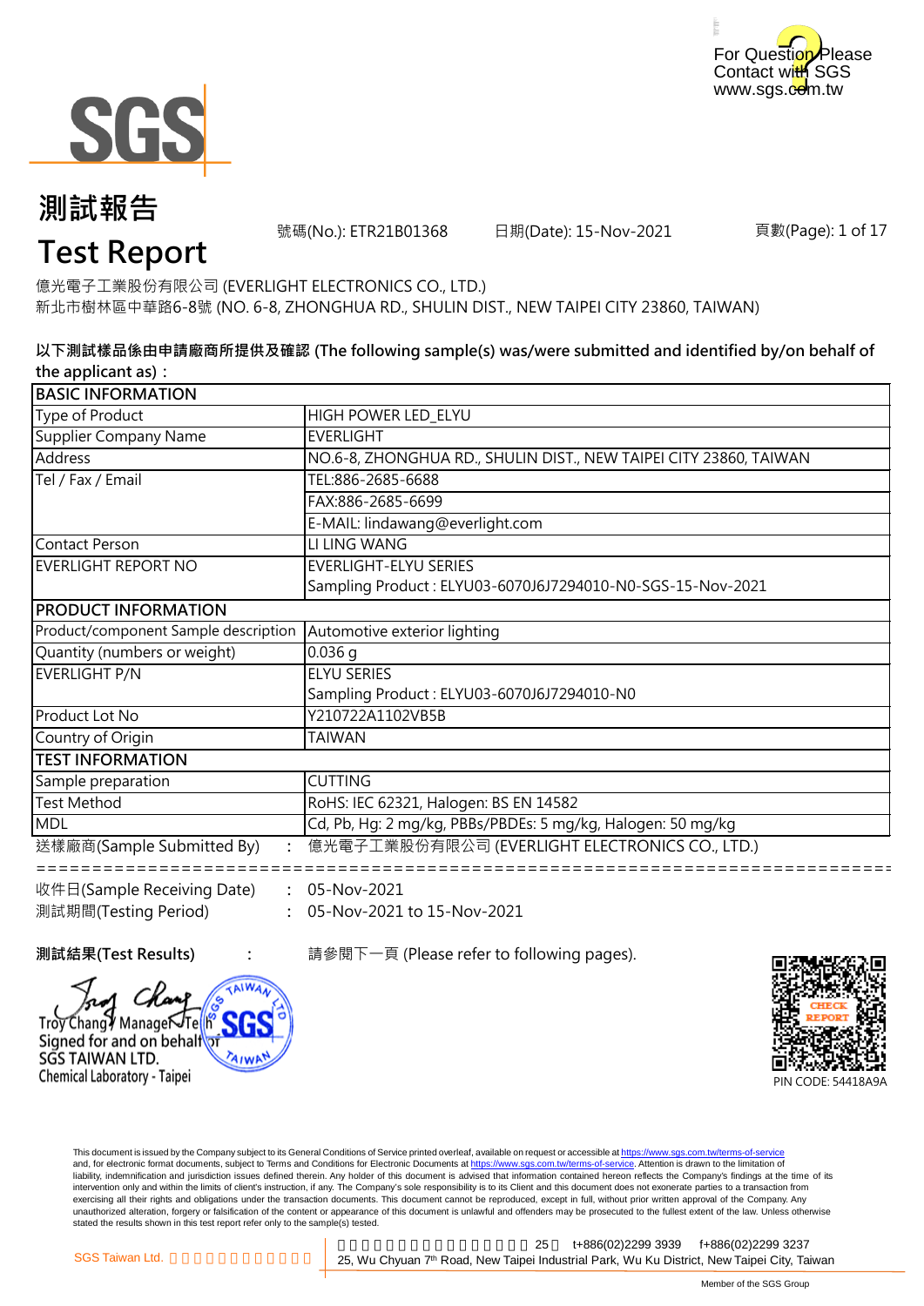For Question Please Contact with SGS
www.sgs.com.tw

# 測試報告
# Test Report

號碼(No.): ETR21B01368　　日期(Date): 15-Nov-2021

億光電子工業股份有限公司 (EVERLIGHT ELECTRONICS CO., LTD.)
新北市樹林區中華路6-8號 (NO. 6-8, ZHONGHUA RD., SHULIN DIST., NEW TAIPEI CITY 23860, TAIWAN)

**以下測試樣品係由申請廠商所提供及確認 (The following sample(s) was/were submitted and identified by/on behalf of the applicant as)：**

| BASIC INFORMATION | |
|---|---|
| Type of Product | HIGH POWER LED_ELYU |
| Supplier Company Name | EVERLIGHT |
| Address | NO.6-8, ZHONGHUA RD., SHULIN DIST., NEW TAIPEI CITY 23860, TAIWAN |
| Tel / Fax / Email | TEL:886-2685-6688 |
| | FAX:886-2685-6699 |
| | E-MAIL: lindawang@everlight.com |
| Contact Person | LI LING WANG |
| EVERLIGHT REPORT NO | EVERLIGHT-ELYU SERIES<br>Sampling Product : ELYU03-6070J6J7294010-N0-SGS-15-Nov-2021 |
| **PRODUCT INFORMATION** | |
| Product/component Sample description | Automotive exterior lighting |
| Quantity (numbers or weight) | 0.036 g |
| EVERLIGHT P/N | ELYU SERIES<br>Sampling Product : ELYU03-6070J6J7294010-N0 |
| Product Lot No | Y210722A1102VB5B |
| Country of Origin | TAIWAN |
| **TEST INFORMATION** | |
| Sample preparation | CUTTING |
| Test Method | RoHS: IEC 62321, Halogen: BS EN 14582 |
| MDL | Cd, Pb, Hg: 2 mg/kg, PBBs/PBDEs: 5 mg/kg, Halogen: 50 mg/kg |

送樣廠商(Sample Submitted By)　:　億光電子工業股份有限公司 (EVERLIGHT ELECTRONICS CO., LTD.)

================================================================================

收件日(Sample Receiving Date)　:　05-Nov-2021
測試期間(Testing Period)　:　05-Nov-2021 to 15-Nov-2021

**測試結果(Test Results)**　:　請參閱下一頁 (Please refer to following pages).

Troy Chang / Manager-Tech
Signed for and on behalf of
SGS TAIWAN LTD.
Chemical Laboratory - Taipei

CHECK REPORT
PIN CODE: 54418A9A

This document is issued by the Company subject to its General Conditions of Service printed overleaf, available on request or accessible at https://www.sgs.com.tw/terms-of-service and, for electronic format documents, subject to Terms and Conditions for Electronic Documents at https://www.sgs.com.tw/terms-of-service. Attention is drawn to the limitation of liability, indemnification and jurisdiction issues defined therein. Any holder of this document is advised that information contained hereon reflects the Company's findings at the time of its intervention only and within the limits of client's instruction, if any. The Company's sole responsibility is to its Client and this document does not exonerate parties to a transaction from exercising all their rights and obligations under the transaction documents. This document cannot be reproduced, except in full, without prior written approval of the Company. Any unauthorized alteration, forgery or falsification of the content or appearance of this document is unlawful and offenders may be prosecuted to the fullest extent of the law. Unless otherwise stated the results shown in this test report refer only to the sample(s) tested.

SGS Taiwan Ltd. 25 t+886(02)2299 3939 f+886(02)2299 3237
25, Wu Chyuan 7th Road, New Taipei Industrial Park, Wu Ku District, New Taipei City, Taiwan

Member of the SGS Group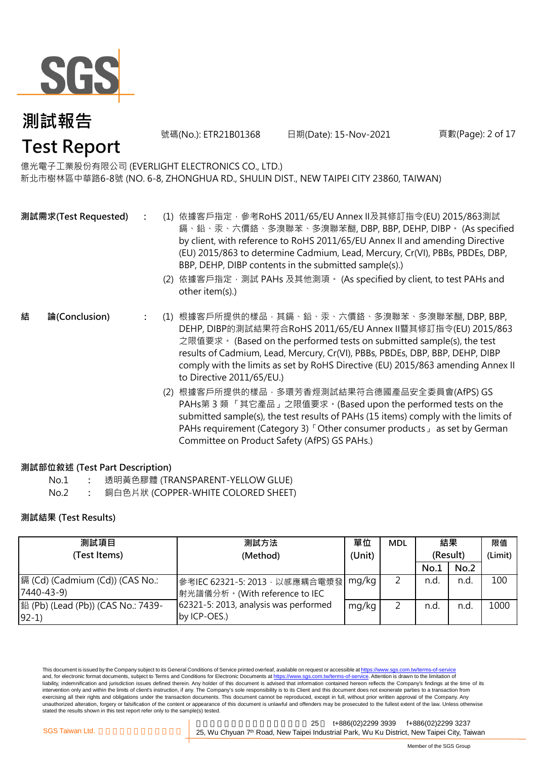# 測試報告
# Test Report

號碼(No.): ETR21B01368　　日期(Date): 15-Nov-2021

億光電子工業股份有限公司 (EVERLIGHT ELECTRONICS CO., LTD.)
新北市樹林區中華路6-8號 (NO. 6-8, ZHONGHUA RD., SHULIN DIST., NEW TAIPEI CITY 23860, TAIWAN)

**測試需求(Test Requested)** :

(1) 依據客戶指定，參考RoHS 2011/65/EU Annex II及其修訂指令(EU) 2015/863測試鎘、鉛、汞、六價鉻、多溴聯苯、多溴聯苯醚, DBP, BBP, DEHP, DIBP。 (As specified by client, with reference to RoHS 2011/65/EU Annex II and amending Directive (EU) 2015/863 to determine Cadmium, Lead, Mercury, Cr(VI), PBBs, PBDEs, DBP, BBP, DEHP, DIBP contents in the submitted sample(s).)

(2) 依據客戶指定，測試 PAHs 及其他測項。 (As specified by client, to test PAHs and other item(s).)

**結　論(Conclusion)** :

(1) 根據客戶所提供的樣品，其鎘、鉛、汞、六價鉻、多溴聯苯、多溴聯苯醚, DBP, BBP, DEHP, DIBP的測試結果符合RoHS 2011/65/EU Annex II暨其修訂指令(EU) 2015/863之限值要求。 (Based on the performed tests on submitted sample(s), the test results of Cadmium, Lead, Mercury, Cr(VI), PBBs, PBDEs, DBP, BBP, DEHP, DIBP comply with the limits as set by RoHS Directive (EU) 2015/863 amending Annex II to Directive 2011/65/EU.)

(2) 根據客戶所提供的樣品，多環芳香烴測試結果符合德國產品安全委員會(AfPS) GS PAHs第 3 類 「其它產品」之限值要求。(Based upon the performed tests on the submitted sample(s), the test results of PAHs (15 items) comply with the limits of PAHs requirement (Category 3)「Other consumer products」 as set by German Committee on Product Safety (AfPS) GS PAHs.)

**測試部位敘述 (Test Part Description)**

No.1 : 透明黃色膠體 (TRANSPARENT-YELLOW GLUE)
No.2 : 銅白色片狀 (COPPER-WHITE COLORED SHEET)

**測試結果 (Test Results)**

| 測試項目 (Test Items) | 測試方法 (Method) | 單位 (Unit) | MDL | 結果 (Result) | | 限值 (Limit) |
|---|---|---|---|---|---|---|
| | | | | No.1 | No.2 | |
| 鎘 (Cd) (Cadmium (Cd)) (CAS No.: 7440-43-9) | 參考IEC 62321-5: 2013，以感應耦合電漿發射光譜儀分析。(With reference to IEC 62321-5: 2013, analysis was performed by ICP-OES.) | mg/kg | 2 | n.d. | n.d. | 100 |
| 鉛 (Pb) (Lead (Pb)) (CAS No.: 7439-92-1) | | mg/kg | 2 | n.d. | n.d. | 1000 |

This document is issued by the Company subject to its General Conditions of Service printed overleaf, available on request or accessible at https://www.sgs.com.tw/terms-of-service and, for electronic format documents, subject to Terms and Conditions for Electronic Documents at https://www.sgs.com.tw/terms-of-service. Attention is drawn to the limitation of liability, indemnification and jurisdiction issues defined therein. Any holder of this document is advised that information contained hereon reflects the Company's findings at the time of its intervention only and within the limits of client's instruction, if any. The Company's sole responsibility is to its Client and this document does not exonerate parties to a transaction from exercising all their rights and obligations under the transaction documents. This document cannot be reproduced, except in full, without prior written approval of the Company. Any unauthorized alteration, forgery or falsification of the content or appearance of this document is unlawful and offenders may be prosecuted to the fullest extent of the law. Unless otherwise stated the results shown in this test report refer only to the sample(s) tested.

SGS Taiwan Ltd. | 25, Wu Chyuan 7th Road, New Taipei Industrial Park, Wu Ku District, New Taipei City, Taiwan | t+886(02)2299 3939 f+886(02)2299 3237

Member of the SGS Group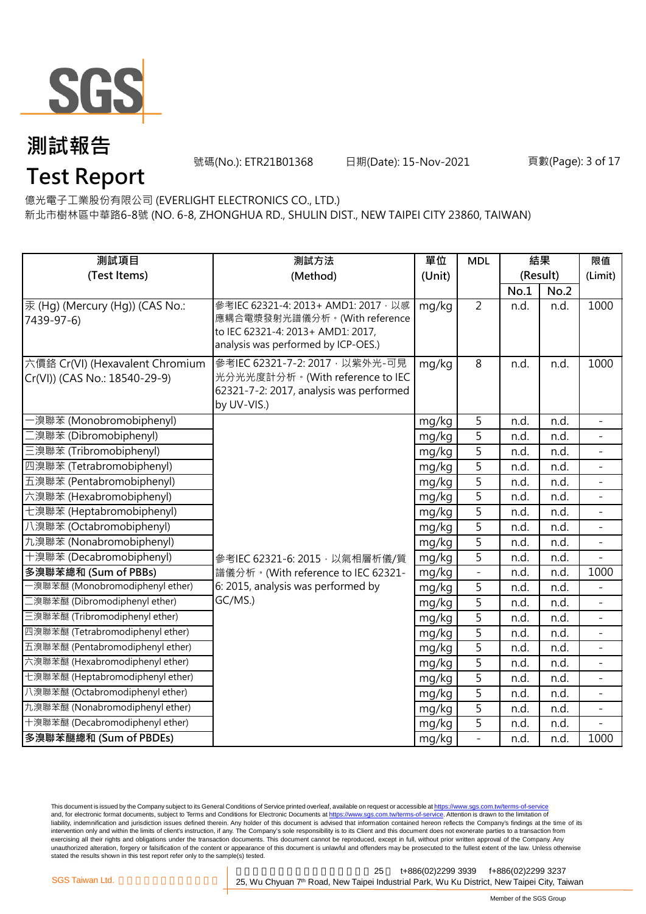# 測試報告

# Test Report

號碼(No.): ETR21B01368　　日期(Date): 15-Nov-2021

億光電子工業股份有限公司 (EVERLIGHT ELECTRONICS CO., LTD.)

新北市樹林區中華路6-8號 (NO. 6-8, ZHONGHUA RD., SHULIN DIST., NEW TAIPEI CITY 23860, TAIWAN)

| 測試項目 (Test Items) | 測試方法 (Method) | 單位 (Unit) | MDL | 結果 (Result) | | 限值 (Limit) |
|---|---|---|---|---|---|---|
| | | | | No.1 | No.2 | |
| 汞 (Hg) (Mercury (Hg)) (CAS No.: 7439-97-6) | 參考IEC 62321-4: 2013+ AMD1: 2017，以感應耦合電漿發射光譜儀分析。(With reference to IEC 62321-4: 2013+ AMD1: 2017, analysis was performed by ICP-OES.) | mg/kg | 2 | n.d. | n.d. | 1000 |
| 六價鉻 Cr(VI) (Hexavalent Chromium Cr(VI)) (CAS No.: 18540-29-9) | 參考IEC 62321-7-2: 2017，以紫外光-可見光分光光度計分析。(With reference to IEC 62321-7-2: 2017, analysis was performed by UV-VIS.) | mg/kg | 8 | n.d. | n.d. | 1000 |
| 一溴聯苯 (Monobromobiphenyl) | 參考IEC 62321-6: 2015，以氣相層析儀/質譜儀分析。(With reference to IEC 62321-6: 2015, analysis was performed by GC/MS.) | mg/kg | 5 | n.d. | n.d. | - |
| 二溴聯苯 (Dibromobiphenyl) | | mg/kg | 5 | n.d. | n.d. | - |
| 三溴聯苯 (Tribromobiphenyl) | | mg/kg | 5 | n.d. | n.d. | - |
| 四溴聯苯 (Tetrabromobiphenyl) | | mg/kg | 5 | n.d. | n.d. | - |
| 五溴聯苯 (Pentabromobiphenyl) | | mg/kg | 5 | n.d. | n.d. | - |
| 六溴聯苯 (Hexabromobiphenyl) | | mg/kg | 5 | n.d. | n.d. | - |
| 七溴聯苯 (Heptabromobiphenyl) | | mg/kg | 5 | n.d. | n.d. | - |
| 八溴聯苯 (Octabromobiphenyl) | | mg/kg | 5 | n.d. | n.d. | - |
| 九溴聯苯 (Nonabromobiphenyl) | | mg/kg | 5 | n.d. | n.d. | - |
| 十溴聯苯 (Decabromobiphenyl) | | mg/kg | 5 | n.d. | n.d. | - |
| **多溴聯苯總和 (Sum of PBBs)** | | mg/kg | - | n.d. | n.d. | 1000 |
| 一溴聯苯醚 (Monobromodiphenyl ether) | | mg/kg | 5 | n.d. | n.d. | - |
| 二溴聯苯醚 (Dibromodiphenyl ether) | | mg/kg | 5 | n.d. | n.d. | - |
| 三溴聯苯醚 (Tribromodiphenyl ether) | | mg/kg | 5 | n.d. | n.d. | - |
| 四溴聯苯醚 (Tetrabromodiphenyl ether) | | mg/kg | 5 | n.d. | n.d. | - |
| 五溴聯苯醚 (Pentabromodiphenyl ether) | | mg/kg | 5 | n.d. | n.d. | - |
| 六溴聯苯醚 (Hexabromodiphenyl ether) | | mg/kg | 5 | n.d. | n.d. | - |
| 七溴聯苯醚 (Heptabromodiphenyl ether) | | mg/kg | 5 | n.d. | n.d. | - |
| 八溴聯苯醚 (Octabromodiphenyl ether) | | mg/kg | 5 | n.d. | n.d. | - |
| 九溴聯苯醚 (Nonabromodiphenyl ether) | | mg/kg | 5 | n.d. | n.d. | - |
| 十溴聯苯醚 (Decabromodiphenyl ether) | | mg/kg | 5 | n.d. | n.d. | - |
| **多溴聯苯醚總和 (Sum of PBDEs)** | | mg/kg | - | n.d. | n.d. | 1000 |

This document is issued by the Company subject to its General Conditions of Service printed overleaf, available on request or accessible at https://www.sgs.com.tw/terms-of-service and, for electronic format documents, subject to Terms and Conditions for Electronic Documents at https://www.sgs.com.tw/terms-of-service. Attention is drawn to the limitation of liability, indemnification and jurisdiction issues defined therein. Any holder of this document is advised that information contained hereon reflects the Company's findings at the time of its intervention only and within the limits of client's instruction, if any. The Company's sole responsibility is to its Client and this document does not exonerate parties to a transaction from exercising all their rights and obligations under the transaction documents. This document cannot be reproduced, except in full, without prior written approval of the Company. Any unauthorized alteration, forgery or falsification of the content or appearance of this document is unlawful and offenders may be prosecuted to the fullest extent of the law. Unless otherwise stated the results shown in this test report refer only to the sample(s) tested.

SGS Taiwan Ltd. | 25, Wu Chyuan 7th Road, New Taipei Industrial Park, Wu Ku District, New Taipei City, Taiwan | t+886(02)2299 3939 f+886(02)2299 3237

Member of the SGS Group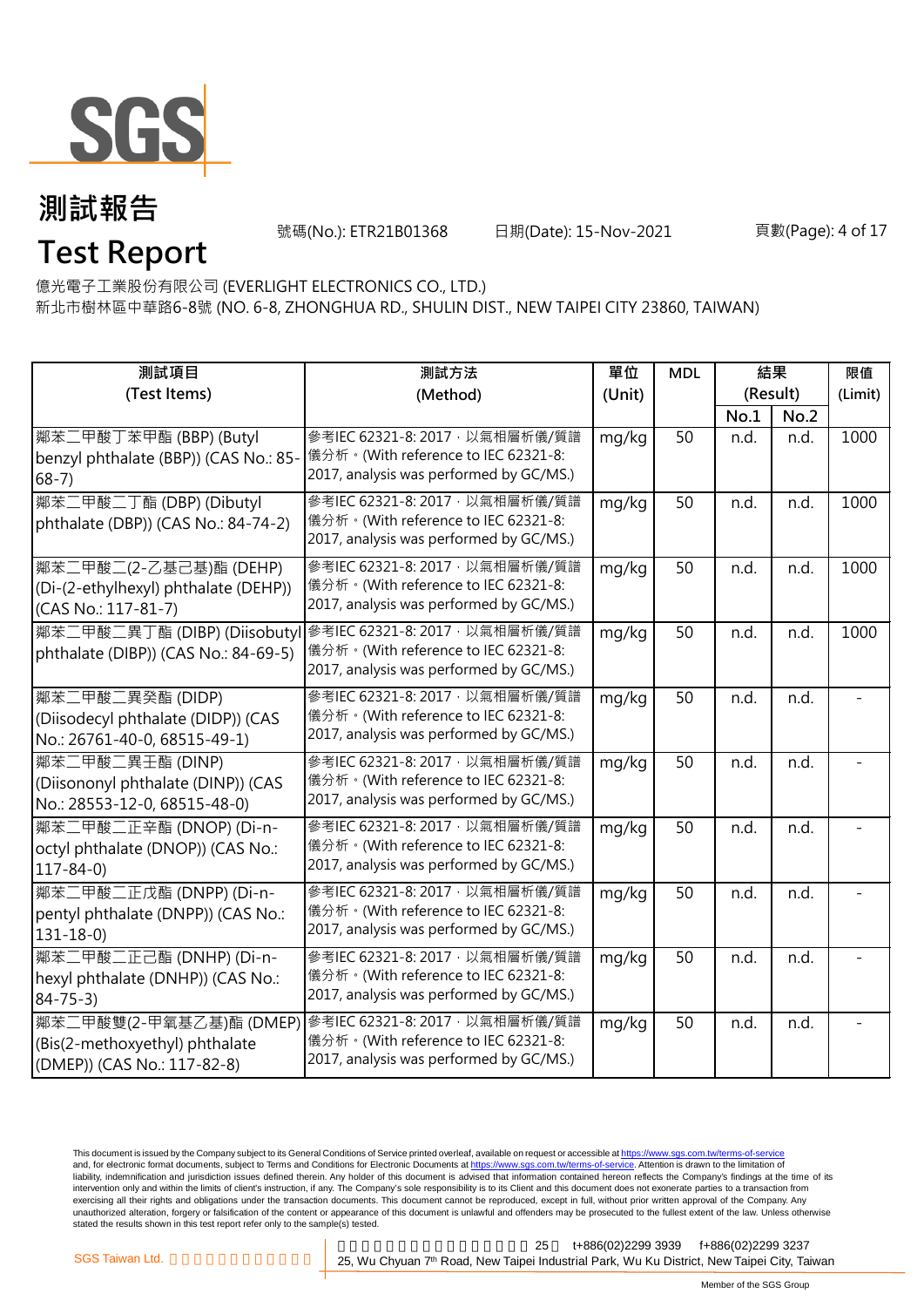# 測試報告

# Test Report

號碼(No.): ETR21B01368 日期(Date): 15-Nov-2021

億光電子工業股份有限公司 (EVERLIGHT ELECTRONICS CO., LTD.)
新北市樹林區中華路6-8號 (NO. 6-8, ZHONGHUA RD., SHULIN DIST., NEW TAIPEI CITY 23860, TAIWAN)

| 測試項目 (Test Items) | 測試方法 (Method) | 單位 (Unit) | MDL | 結果 (Result) | | 限值 (Limit) |
|---|---|---|---|---|---|---|
| | | | | No.1 | No.2 | |
| 鄰苯二甲酸丁苯甲酯 (BBP) (Butyl benzyl phthalate (BBP)) (CAS No.: 85-68-7) | 參考IEC 62321-8: 2017，以氣相層析儀/質譜儀分析。(With reference to IEC 62321-8: 2017, analysis was performed by GC/MS.) | mg/kg | 50 | n.d. | n.d. | 1000 |
| 鄰苯二甲酸二丁酯 (DBP) (Dibutyl phthalate (DBP)) (CAS No.: 84-74-2) | 參考IEC 62321-8: 2017，以氣相層析儀/質譜儀分析。(With reference to IEC 62321-8: 2017, analysis was performed by GC/MS.) | mg/kg | 50 | n.d. | n.d. | 1000 |
| 鄰苯二甲酸二(2-乙基己基)酯 (DEHP) (Di-(2-ethylhexyl) phthalate (DEHP)) (CAS No.: 117-81-7) | 參考IEC 62321-8: 2017，以氣相層析儀/質譜儀分析。(With reference to IEC 62321-8: 2017, analysis was performed by GC/MS.) | mg/kg | 50 | n.d. | n.d. | 1000 |
| 鄰苯二甲酸二異丁酯 (DIBP) (Diisobutyl phthalate (DIBP)) (CAS No.: 84-69-5) | 參考IEC 62321-8: 2017，以氣相層析儀/質譜儀分析。(With reference to IEC 62321-8: 2017, analysis was performed by GC/MS.) | mg/kg | 50 | n.d. | n.d. | 1000 |
| 鄰苯二甲酸二異癸酯 (DIDP) (Diisodecyl phthalate (DIDP)) (CAS No.: 26761-40-0, 68515-49-1) | 參考IEC 62321-8: 2017，以氣相層析儀/質譜儀分析。(With reference to IEC 62321-8: 2017, analysis was performed by GC/MS.) | mg/kg | 50 | n.d. | n.d. | - |
| 鄰苯二甲酸二異壬酯 (DINP) (Diisononyl phthalate (DINP)) (CAS No.: 28553-12-0, 68515-48-0) | 參考IEC 62321-8: 2017，以氣相層析儀/質譜儀分析。(With reference to IEC 62321-8: 2017, analysis was performed by GC/MS.) | mg/kg | 50 | n.d. | n.d. | - |
| 鄰苯二甲酸二正辛酯 (DNOP) (Di-n-octyl phthalate (DNOP)) (CAS No.: 117-84-0) | 參考IEC 62321-8: 2017，以氣相層析儀/質譜儀分析。(With reference to IEC 62321-8: 2017, analysis was performed by GC/MS.) | mg/kg | 50 | n.d. | n.d. | - |
| 鄰苯二甲酸二正戊酯 (DNPP) (Di-n-pentyl phthalate (DNPP)) (CAS No.: 131-18-0) | 參考IEC 62321-8: 2017，以氣相層析儀/質譜儀分析。(With reference to IEC 62321-8: 2017, analysis was performed by GC/MS.) | mg/kg | 50 | n.d. | n.d. | - |
| 鄰苯二甲酸二正己酯 (DNHP) (Di-n-hexyl phthalate (DNHP)) (CAS No.: 84-75-3) | 參考IEC 62321-8: 2017，以氣相層析儀/質譜儀分析。(With reference to IEC 62321-8: 2017, analysis was performed by GC/MS.) | mg/kg | 50 | n.d. | n.d. | - |
| 鄰苯二甲酸雙(2-甲氧基乙基)酯 (DMEP) (Bis(2-methoxyethyl) phthalate (DMEP)) (CAS No.: 117-82-8) | 參考IEC 62321-8: 2017，以氣相層析儀/質譜儀分析。(With reference to IEC 62321-8: 2017, analysis was performed by GC/MS.) | mg/kg | 50 | n.d. | n.d. | - |

This document is issued by the Company subject to its General Conditions of Service printed overleaf, available on request or accessible at https://www.sgs.com.tw/terms-of-service and, for electronic format documents, subject to Terms and Conditions for Electronic Documents at https://www.sgs.com.tw/terms-of-service. Attention is drawn to the limitation of liability, indemnification and jurisdiction issues defined therein. Any holder of this document is advised that information contained hereon reflects the Company's findings at the time of its intervention only and within the limits of client's instruction, if any. The Company's sole responsibility is to its Client and this document does not exonerate parties to a transaction from exercising all their rights and obligations under the transaction documents. This document cannot be reproduced, except in full, without prior written approval of the Company. Any unauthorized alteration, forgery or falsification of the content or appearance of this document is unlawful and offenders may be prosecuted to the fullest extent of the law. Unless otherwise stated the results shown in this test report refer only to the sample(s) tested.

SGS Taiwan Ltd. 25, Wu Chyuan 7th Road, New Taipei Industrial Park, Wu Ku District, New Taipei City, Taiwan t+886(02)2299 3939 f+886(02)2299 3237

Member of the SGS Group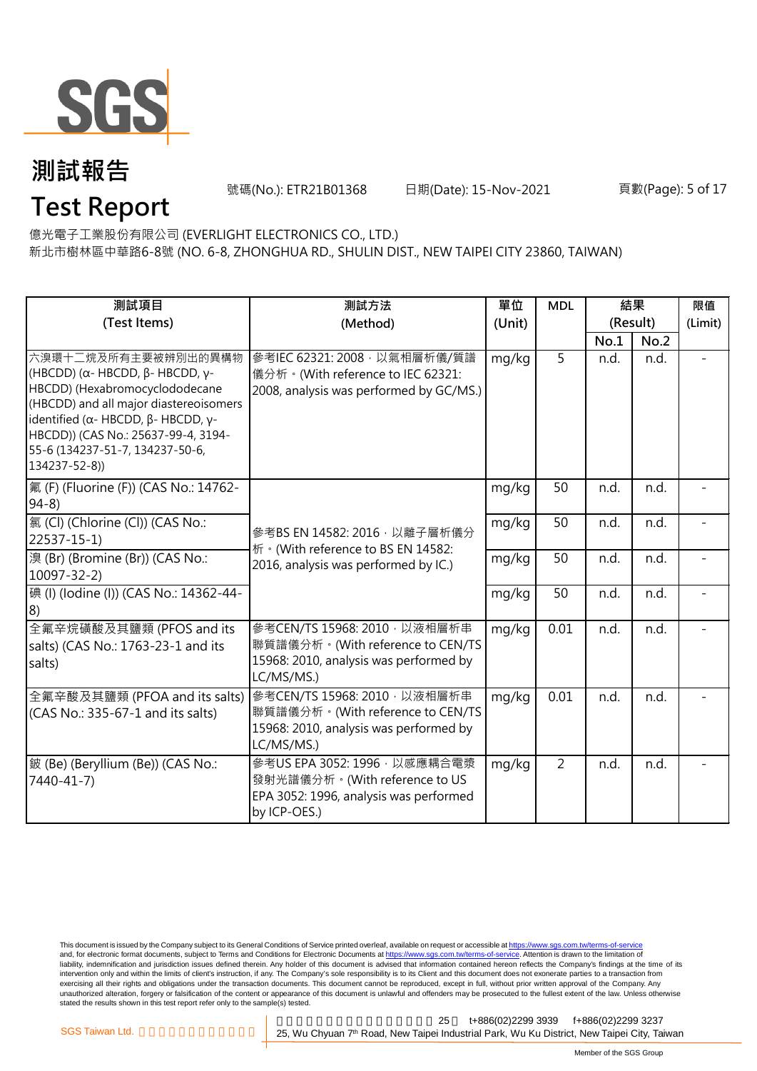# 測試報告

# Test Report

號碼(No.): ETR21B01368　　日期(Date): 15-Nov-2021

億光電子工業股份有限公司 (EVERLIGHT ELECTRONICS CO., LTD.)

新北市樹林區中華路6-8號 (NO. 6-8, ZHONGHUA RD., SHULIN DIST., NEW TAIPEI CITY 23860, TAIWAN)

| 測試項目 (Test Items) | 測試方法 (Method) | 單位 (Unit) | MDL | 結果 (Result) | | 限值 (Limit) |
|---|---|---|---|---|---|---|
| | | | | No.1 | No.2 | |
| 六溴環十二烷及所有主要被辨別出的異構物 (HBCDD) (α- HBCDD, β- HBCDD, γ- HBCDD) (Hexabromocyclododecane (HBCDD) and all major diastereoisomers identified (α- HBCDD, β- HBCDD, γ- HBCDD)) (CAS No.: 25637-99-4, 3194-55-6 (134237-51-7, 134237-50-6, 134237-52-8)) | 參考IEC 62321: 2008，以氣相層析儀/質譜儀分析。(With reference to IEC 62321: 2008, analysis was performed by GC/MS.) | mg/kg | 5 | n.d. | n.d. | - |
| 氟 (F) (Fluorine (F)) (CAS No.: 14762-94-8) | 參考BS EN 14582: 2016，以離子層析儀分析。(With reference to BS EN 14582: 2016, analysis was performed by IC.) | mg/kg | 50 | n.d. | n.d. | - |
| 氯 (Cl) (Chlorine (Cl)) (CAS No.: 22537-15-1) | | mg/kg | 50 | n.d. | n.d. | - |
| 溴 (Br) (Bromine (Br)) (CAS No.: 10097-32-2) | | mg/kg | 50 | n.d. | n.d. | - |
| 碘 (I) (Iodine (I)) (CAS No.: 14362-44-8) | | mg/kg | 50 | n.d. | n.d. | - |
| 全氟辛烷磺酸及其鹽類 (PFOS and its salts) (CAS No.: 1763-23-1 and its salts) | 參考CEN/TS 15968: 2010，以液相層析串聯質譜儀分析。(With reference to CEN/TS 15968: 2010, analysis was performed by LC/MS/MS.) | mg/kg | 0.01 | n.d. | n.d. | - |
| 全氟辛酸及其鹽類 (PFOA and its salts) (CAS No.: 335-67-1 and its salts) | 參考CEN/TS 15968: 2010，以液相層析串聯質譜儀分析。(With reference to CEN/TS 15968: 2010, analysis was performed by LC/MS/MS.) | mg/kg | 0.01 | n.d. | n.d. | - |
| 鈹 (Be) (Beryllium (Be)) (CAS No.: 7440-41-7) | 參考US EPA 3052: 1996，以感應耦合電漿發射光譜儀分析。(With reference to US EPA 3052: 1996, analysis was performed by ICP-OES.) | mg/kg | 2 | n.d. | n.d. | - |

This document is issued by the Company subject to its General Conditions of Service printed overleaf, available on request or accessible at https://www.sgs.com.tw/terms-of-service and, for electronic format documents, subject to Terms and Conditions for Electronic Documents at https://www.sgs.com.tw/terms-of-service. Attention is drawn to the limitation of liability, indemnification and jurisdiction issues defined therein. Any holder of this document is advised that information contained hereon reflects the Company's findings at the time of its intervention only and within the limits of client's instruction, if any. The Company's sole responsibility is to its Client and this document does not exonerate parties to a transaction from exercising all their rights and obligations under the transaction documents. This document cannot be reproduced, except in full, without prior written approval of the Company. Any unauthorized alteration, forgery or falsification of the content or appearance of this document is unlawful and offenders may be prosecuted to the fullest extent of the law. Unless otherwise stated the results shown in this test report refer only to the sample(s) tested.

SGS Taiwan Ltd. | 25, Wu Chyuan 7th Road, New Taipei Industrial Park, Wu Ku District, New Taipei City, Taiwan | t+886(02)2299 3939 f+886(02)2299 3237

Member of the SGS Group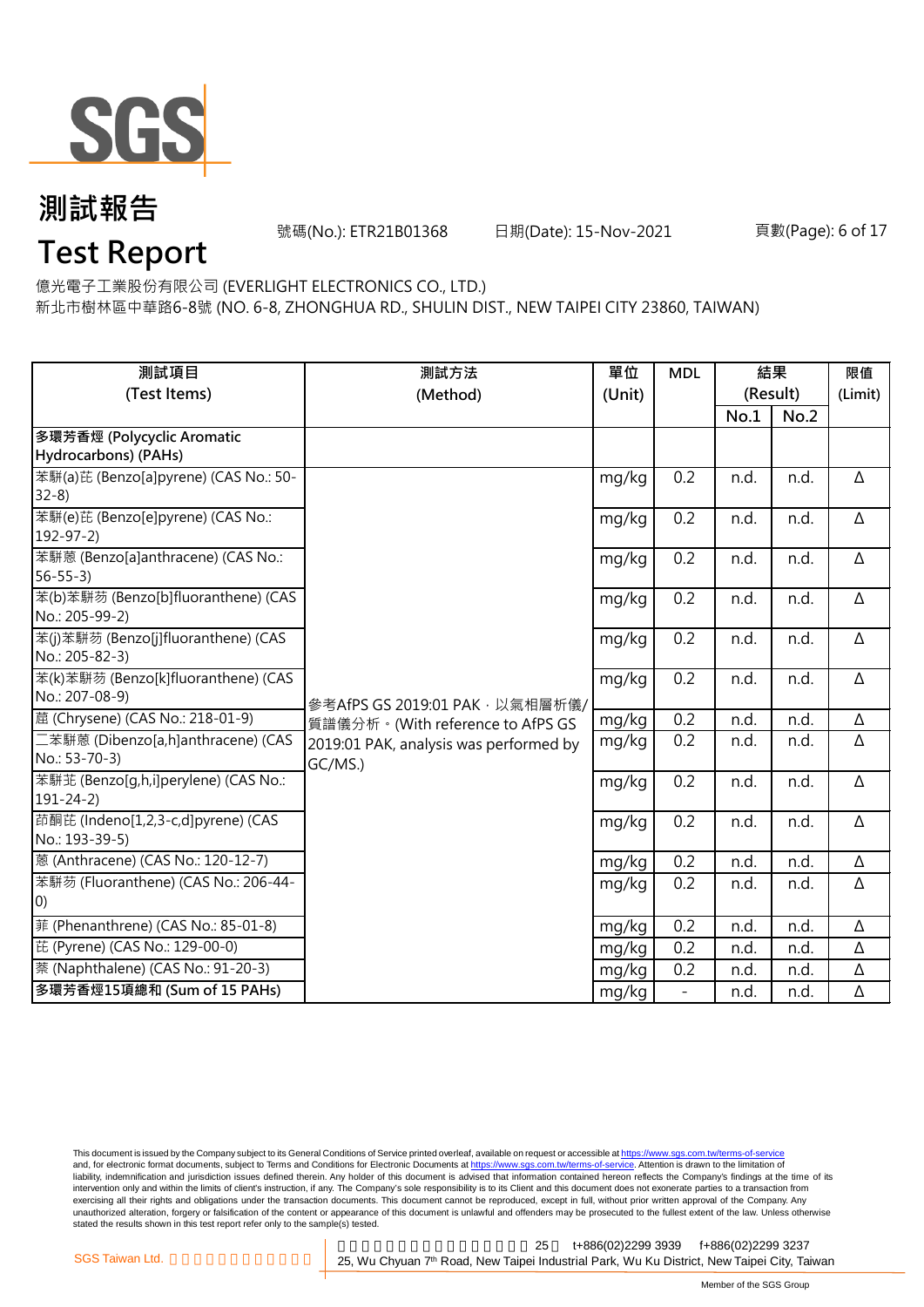# 測試報告
# Test Report

號碼(No.): ETR21B01368　　日期(Date): 15-Nov-2021

億光電子工業股份有限公司 (EVERLIGHT ELECTRONICS CO., LTD.)
新北市樹林區中華路6-8號 (NO. 6-8, ZHONGHUA RD., SHULIN DIST., NEW TAIPEI CITY 23860, TAIWAN)

| 測試項目 (Test Items) | 測試方法 (Method) | 單位 (Unit) | MDL | 結果 (Result) No.1 | 結果 (Result) No.2 | 限值 (Limit) |
|---|---|---|---|---|---|---|
| 多環芳香烴 (Polycyclic Aromatic Hydrocarbons) (PAHs) | | | | | | |
| 苯駢(a)芘 (Benzo[a]pyrene) (CAS No.: 50-32-8) | 參考AfPS GS 2019:01 PAK，以氣相層析儀/質譜儀分析。(With reference to AfPS GS 2019:01 PAK, analysis was performed by GC/MS.) | mg/kg | 0.2 | n.d. | n.d. | Δ |
| 苯駢(e)芘 (Benzo[e]pyrene) (CAS No.: 192-97-2) | | mg/kg | 0.2 | n.d. | n.d. | Δ |
| 苯駢蒽 (Benzo[a]anthracene) (CAS No.: 56-55-3) | | mg/kg | 0.2 | n.d. | n.d. | Δ |
| 苯(b)苯駢芴 (Benzo[b]fluoranthene) (CAS No.: 205-99-2) | | mg/kg | 0.2 | n.d. | n.d. | Δ |
| 苯(j)苯駢芴 (Benzo[j]fluoranthene) (CAS No.: 205-82-3) | | mg/kg | 0.2 | n.d. | n.d. | Δ |
| 苯(k)苯駢芴 (Benzo[k]fluoranthene) (CAS No.: 207-08-9) | | mg/kg | 0.2 | n.d. | n.d. | Δ |
| 䓛 (Chrysene) (CAS No.: 218-01-9) | | mg/kg | 0.2 | n.d. | n.d. | Δ |
| 二苯駢蒽 (Dibenzo[a,h]anthracene) (CAS No.: 53-70-3) | | mg/kg | 0.2 | n.d. | n.d. | Δ |
| 苯駢苝 (Benzo[g,h,i]perylene) (CAS No.: 191-24-2) | | mg/kg | 0.2 | n.d. | n.d. | Δ |
| 茚酮芘 (Indeno[1,2,3-c,d]pyrene) (CAS No.: 193-39-5) | | mg/kg | 0.2 | n.d. | n.d. | Δ |
| 蒽 (Anthracene) (CAS No.: 120-12-7) | | mg/kg | 0.2 | n.d. | n.d. | Δ |
| 苯駢芴 (Fluoranthene) (CAS No.: 206-44-0) | | mg/kg | 0.2 | n.d. | n.d. | Δ |
| 菲 (Phenanthrene) (CAS No.: 85-01-8) | | mg/kg | 0.2 | n.d. | n.d. | Δ |
| 芘 (Pyrene) (CAS No.: 129-00-0) | | mg/kg | 0.2 | n.d. | n.d. | Δ |
| 萘 (Naphthalene) (CAS No.: 91-20-3) | | mg/kg | 0.2 | n.d. | n.d. | Δ |
| **多環芳香烴15項總和 (Sum of 15 PAHs)** | | mg/kg | - | n.d. | n.d. | Δ |

This document is issued by the Company subject to its General Conditions of Service printed overleaf, available on request or accessible at https://www.sgs.com.tw/terms-of-service and, for electronic format documents, subject to Terms and Conditions for Electronic Documents at https://www.sgs.com.tw/terms-of-service. Attention is drawn to the limitation of liability, indemnification and jurisdiction issues defined therein. Any holder of this document is advised that information contained hereon reflects the Company's findings at the time of its intervention only and within the limits of client's instruction, if any. The Company's sole responsibility is to its Client and this document does not exonerate parties to a transaction from exercising all their rights and obligations under the transaction documents. This document cannot be reproduced, except in full, without prior written approval of the Company. Any unauthorized alteration, forgery or falsification of the content or appearance of this document is unlawful and offenders may be prosecuted to the fullest extent of the law. Unless otherwise stated the results shown in this test report refer only to the sample(s) tested.

SGS Taiwan Ltd. | 25, Wu Chyuan 7th Road, New Taipei Industrial Park, Wu Ku District, New Taipei City, Taiwan | t+886(02)2299 3939 | f+886(02)2299 3237

Member of the SGS Group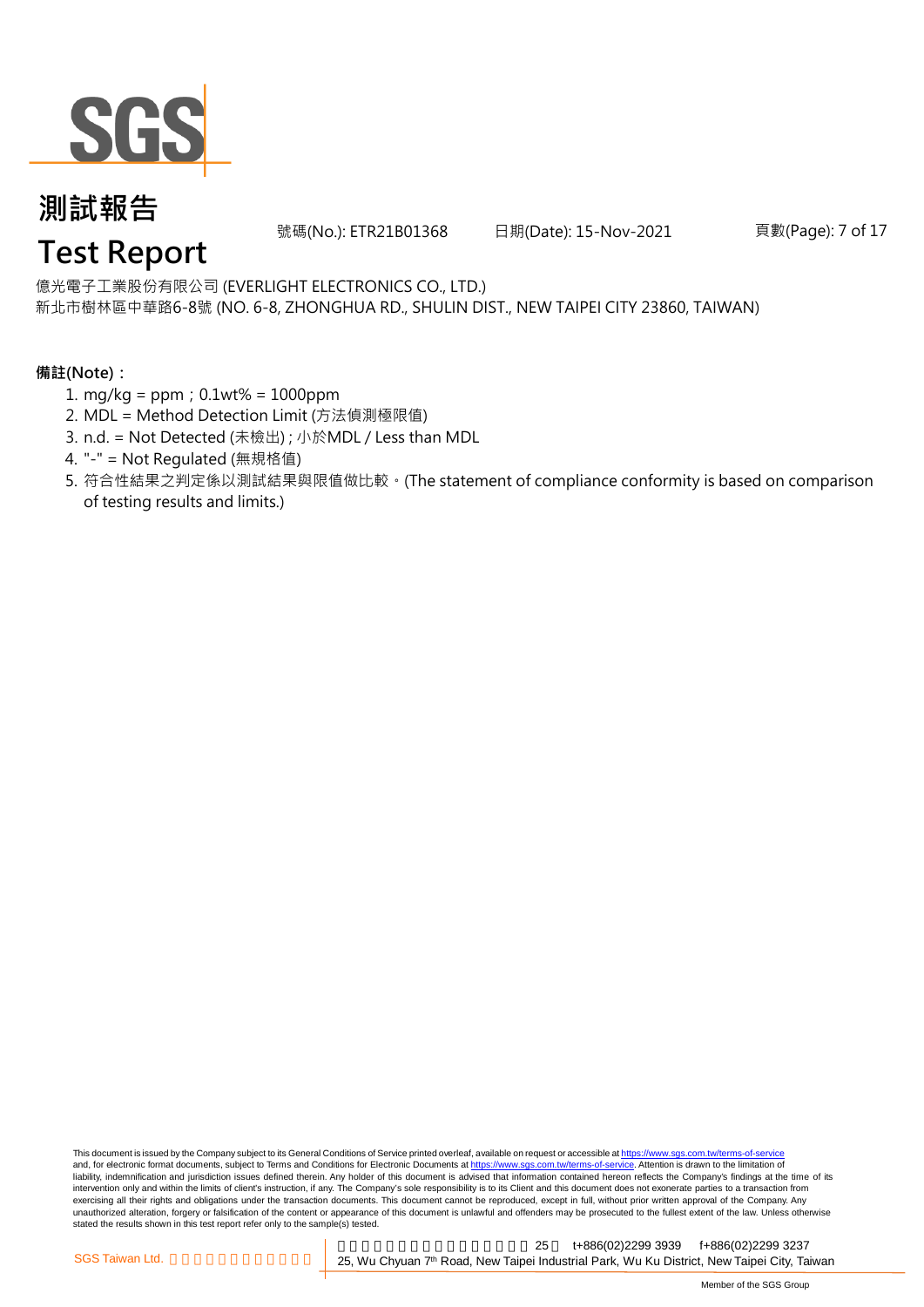億光電子工業股份有限公司 (EVERLIGHT ELECTRONICS CO., LTD.)
新北市樹林區中華路6-8號 (NO. 6-8, ZHONGHUA RD., SHULIN DIST., NEW TAIPEI CITY 23860, TAIWAN)

**備註(Note)：**

1. mg/kg = ppm；0.1wt% = 1000ppm
2. MDL = Method Detection Limit (方法偵測極限值)
3. n.d. = Not Detected (未檢出) ; 小於MDL / Less than MDL
4. "-" = Not Regulated (無規格值)
5. 符合性結果之判定係以測試結果與限值做比較。(The statement of compliance conformity is based on comparison of testing results and limits.)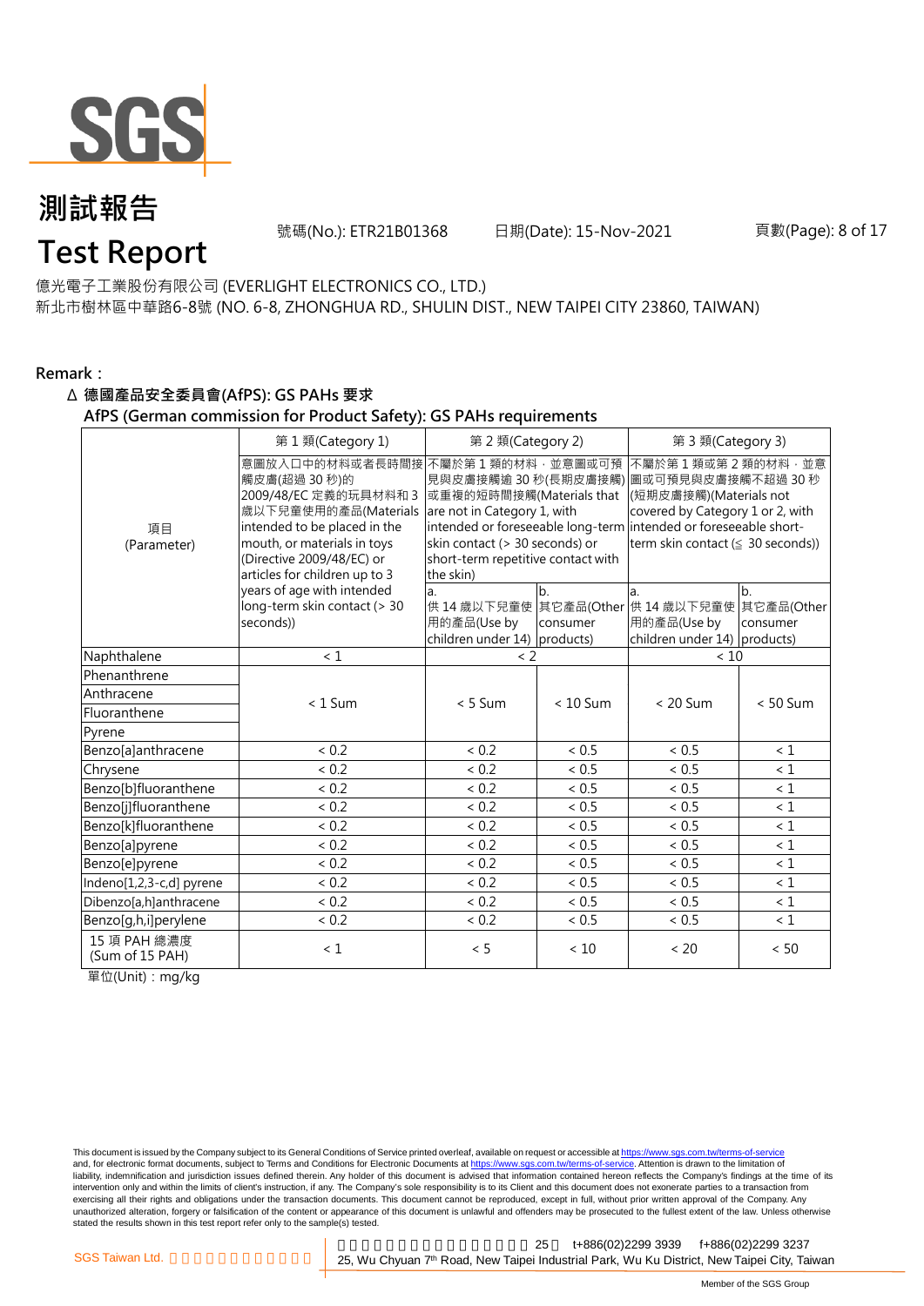# 測試報告
# Test Report

號碼(No.): ETR21B01368　　日期(Date): 15-Nov-2021

億光電子工業股份有限公司 (EVERLIGHT ELECTRONICS CO., LTD.)
新北市樹林區中華路6-8號 (NO. 6-8, ZHONGHUA RD., SHULIN DIST., NEW TAIPEI CITY 23860, TAIWAN)

**Remark：**

**Δ 德國產品安全委員會(AfPS): GS PAHs 要求**
**AfPS (German commission for Product Safety): GS PAHs requirements**

| 項目 (Parameter) | 第 1 類(Category 1) | 第 2 類(Category 2) | | 第 3 類(Category 3) | |
|---|---|---|---|---|---|
| | 意圖放入口中的材料或者長時間接觸皮膚(超過 30 秒)的 2009/48/EC 定義的玩具材料和 3 歲以下兒童使用的產品(Materials intended to be placed in the mouth, or materials in toys (Directive 2009/48/EC) or articles for children up to 3 years of age with intended long-term skin contact (> 30 seconds)) | 不屬於第 1 類的材料，並意圖或可預見與皮膚接觸逾 30 秒(長期皮膚接觸)或重複的短時間接觸(Materials that are not in Category 1, with intended or foreseeable long-term skin contact (> 30 seconds) or short-term repetitive contact with the skin) | | 不屬於第 1 類或第 2 類的材料，並意圖或可預見與皮膚接觸不超過 30 秒(短期皮膚接觸)(Materials not covered by Category 1 or 2, with intended or foreseeable short-term skin contact (≦ 30 seconds)) | |
| | | a. 供 14 歲以下兒童使用的產品(Use by children under 14) | b. 其它產品(Other consumer products) | a. 供 14 歲以下兒童使用的產品(Use by children under 14) | b. 其它產品(Other consumer products) |
| Naphthalene | < 1 | < 2 | | < 10 | |
| Phenanthrene | < 1 Sum | < 5 Sum | < 10 Sum | < 20 Sum | < 50 Sum |
| Anthracene | | | | | |
| Fluoranthene | | | | | |
| Pyrene | | | | | |
| Benzo[a]anthracene | < 0.2 | < 0.2 | < 0.5 | < 0.5 | < 1 |
| Chrysene | < 0.2 | < 0.2 | < 0.5 | < 0.5 | < 1 |
| Benzo[b]fluoranthene | < 0.2 | < 0.2 | < 0.5 | < 0.5 | < 1 |
| Benzo[j]fluoranthene | < 0.2 | < 0.2 | < 0.5 | < 0.5 | < 1 |
| Benzo[k]fluoranthene | < 0.2 | < 0.2 | < 0.5 | < 0.5 | < 1 |
| Benzo[a]pyrene | < 0.2 | < 0.2 | < 0.5 | < 0.5 | < 1 |
| Benzo[e]pyrene | < 0.2 | < 0.2 | < 0.5 | < 0.5 | < 1 |
| Indeno[1,2,3-c,d] pyrene | < 0.2 | < 0.2 | < 0.5 | < 0.5 | < 1 |
| Dibenzo[a,h]anthracene | < 0.2 | < 0.2 | < 0.5 | < 0.5 | < 1 |
| Benzo[g,h,i]perylene | < 0.2 | < 0.2 | < 0.5 | < 0.5 | < 1 |
| 15 項 PAH 總濃度 (Sum of 15 PAH) | < 1 | < 5 | < 10 | < 20 | < 50 |

單位(Unit)：mg/kg

This document is issued by the Company subject to its General Conditions of Service printed overleaf, available on request or accessible at https://www.sgs.com.tw/terms-of-service and, for electronic format documents, subject to Terms and Conditions for Electronic Documents at https://www.sgs.com.tw/terms-of-service. Attention is drawn to the limitation of liability, indemnification and jurisdiction issues defined therein. Any holder of this document is advised that information contained hereon reflects the Company's findings at the time of its intervention only and within the limits of client's instruction, if any. The Company's sole responsibility is to its Client and this document does not exonerate parties to a transaction from exercising all their rights and obligations under the transaction documents. This document cannot be reproduced, except in full, without prior written approval of the Company. Any unauthorized alteration, forgery or falsification of the content or appearance of this document is unlawful and offenders may be prosecuted to the fullest extent of the law. Unless otherwise stated the results shown in this test report refer only to the sample(s) tested.

SGS Taiwan Ltd. | 25, Wu Chyuan 7th Road, New Taipei Industrial Park, Wu Ku District, New Taipei City, Taiwan | t+886(02)2299 3939 f+886(02)2299 3237

Member of the SGS Group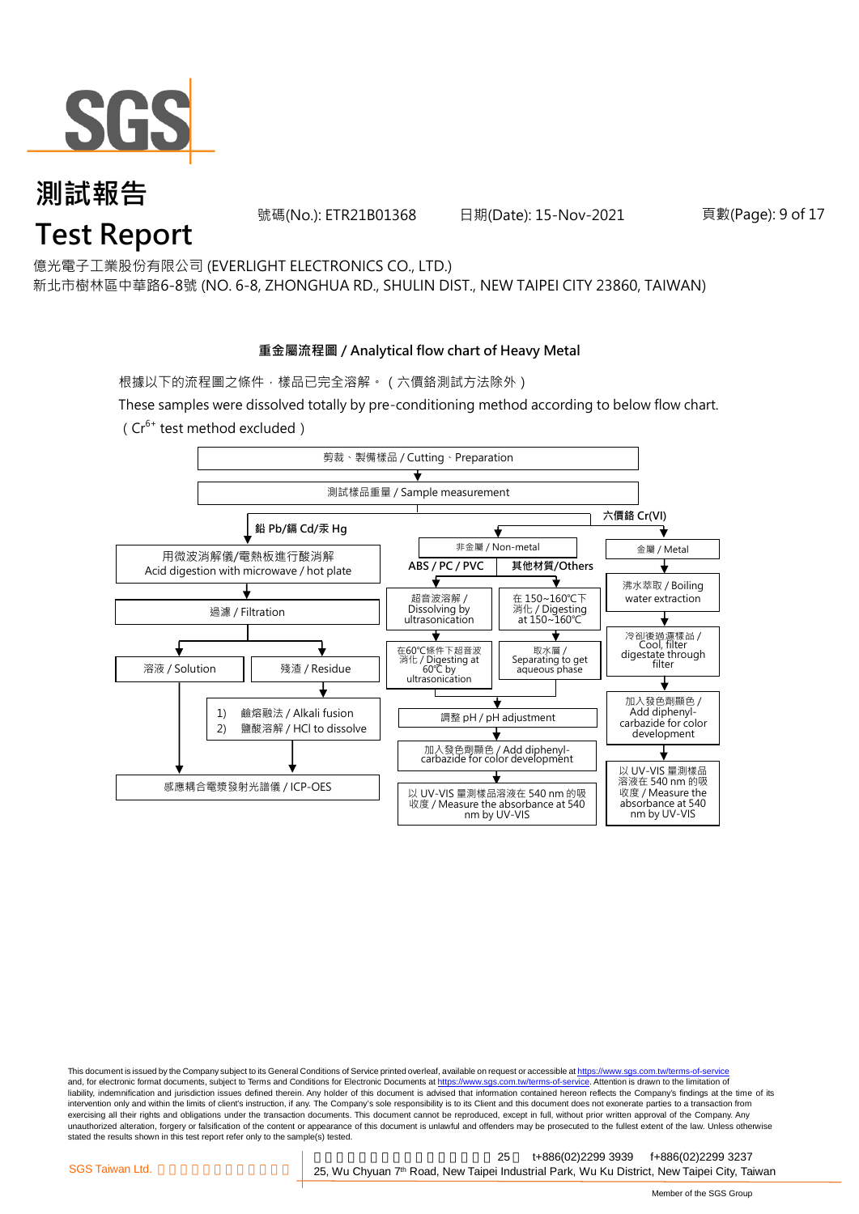# 測試報告
# Test Report

號碼(No.): ETR21B01368　　日期(Date): 15-Nov-2021

億光電子工業股份有限公司 (EVERLIGHT ELECTRONICS CO., LTD.)
新北市樹林區中華路6-8號 (NO. 6-8, ZHONGHUA RD., SHULIN DIST., NEW TAIPEI CITY 23860, TAIWAN)

**重金屬流程圖 / Analytical flow chart of Heavy Metal**

根據以下的流程圖之條件，樣品已完全溶解。（六價鉻測試方法除外）

These samples were dissolved totally by pre-conditioning method according to below flow chart.
（ $Cr^{6+}$ test method excluded ）

剪裁、製備樣品 / Cutting、Preparation
↓
測試樣品重量 / Sample measurement

**鉛 Pb/鎘 Cd/汞 Hg**
- 用微波消解儀/電熱板進行酸消解 / Acid digestion with microwave / hot plate
- 過濾 / Filtration
- 溶液 / Solution → 感應耦合電漿發射光譜儀 / ICP-OES
- 殘渣 / Residue → 1) 鹼熔融法 / Alkali fusion 2) 鹽酸溶解 / HCl to dissolve → 感應耦合電漿發射光譜儀 / ICP-OES

**六價鉻 Cr(VI)**

非金屬 / Non-metal
- **ABS / PC / PVC**: 超音波溶解 / Dissolving by ultrasonication → 在60℃條件下超音波消化 / Digesting at 60℃ by ultrasonication
- **其他材質/Others**: 在 150~160℃下消化 / Digesting at 150~160℃ → 取水層 / Separating to get aqueous phase
- 調整 pH / pH adjustment
- 加入發色劑顯色 / Add diphenyl-carbazide for color development
- 以 UV-VIS 量測樣品溶液在 540 nm 的吸收度 / Measure the absorbance at 540 nm by UV-VIS

金屬 / Metal
- 沸水萃取 / Boiling water extraction
- 冷卻後過濾樣品 / Cool, filter digestate through filter
- 加入發色劑顯色 / Add diphenyl-carbazide for color development
- 以 UV-VIS 量測樣品溶液在 540 nm 的吸收度 / Measure the absorbance at 540 nm by UV-VIS

This document is issued by the Company subject to its General Conditions of Service printed overleaf, available on request or accessible at https://www.sgs.com.tw/terms-of-service and, for electronic format documents, subject to Terms and Conditions for Electronic Documents at https://www.sgs.com.tw/terms-of-service. Attention is drawn to the limitation of liability, indemnification and jurisdiction issues defined therein. Any holder of this document is advised that information contained hereon reflects the Company's findings at the time of its intervention only and within the limits of client's instruction, if any. The Company's sole responsibility is to its Client and this document does not exonerate parties to a transaction from exercising all their rights and obligations under the transaction documents. This document cannot be reproduced, except in full, without prior written approval of the Company. Any unauthorized alteration, forgery or falsification of the content or appearance of this document is unlawful and offenders may be prosecuted to the fullest extent of the law. Unless otherwise stated the results shown in this test report refer only to the sample(s) tested.

SGS Taiwan Ltd. 25, Wu Chyuan 7th Road, New Taipei Industrial Park, Wu Ku District, New Taipei City, Taiwan t+886(02)2299 3939 f+886(02)2299 3237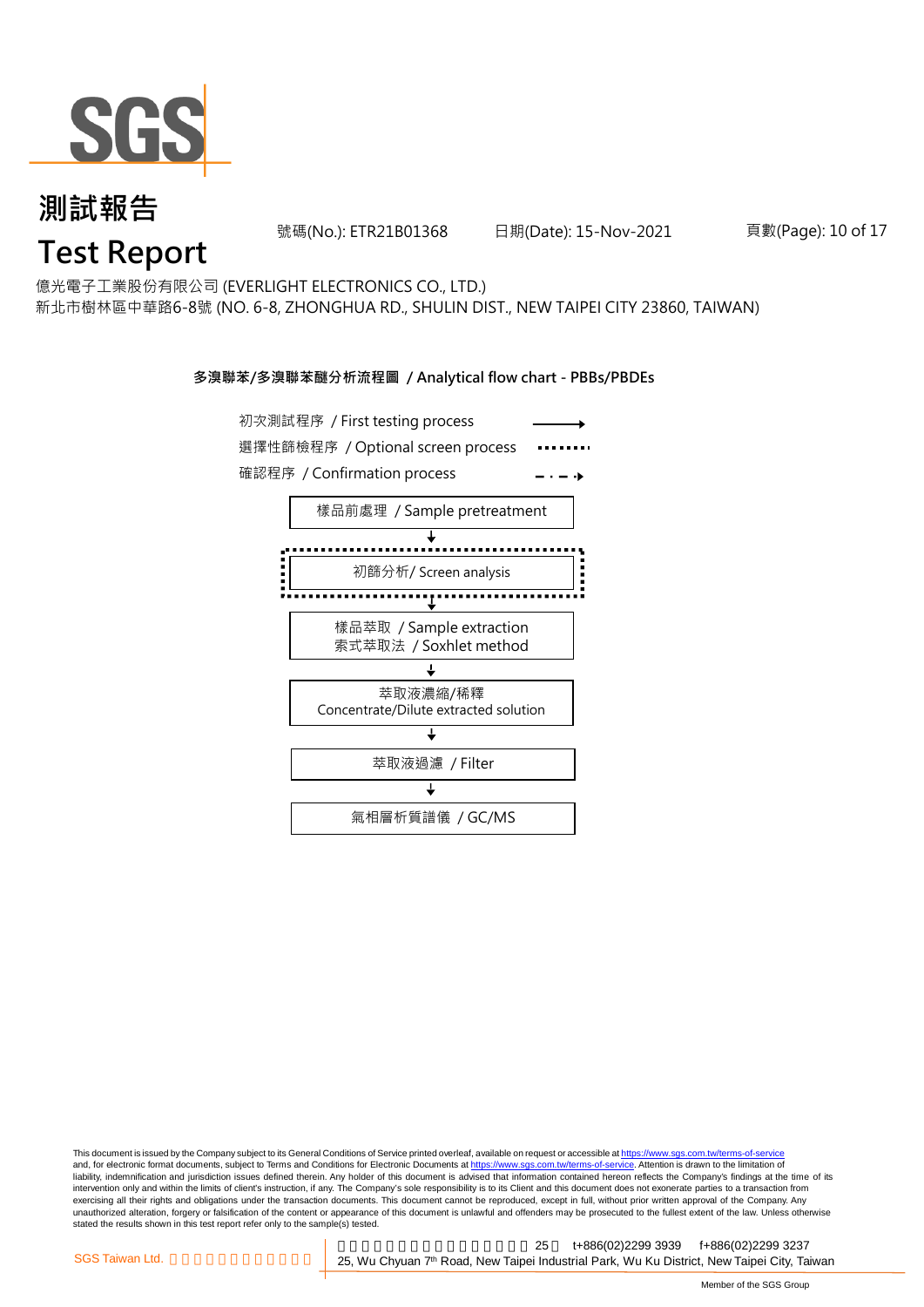# 測試報告
# Test Report

號碼(No.): ETR21B01368 日期(Date): 15-Nov-2021

億光電子工業股份有限公司 (EVERLIGHT ELECTRONICS CO., LTD.)
新北市樹林區中華路6-8號 (NO. 6-8, ZHONGHUA RD., SHULIN DIST., NEW TAIPEI CITY 23860, TAIWAN)

**多溴聯苯/多溴聯苯醚分析流程圖 / Analytical flow chart - PBBs/PBDEs**

初次測試程序 / First testing process ———→
選擇性篩檢程序 / Optional screen process ········
確認程序 / Confirmation process – · – ·→

樣品前處理 / Sample pretreatment
↓
初篩分析/ Screen analysis
↓
樣品萃取 / Sample extraction
索式萃取法 / Soxhlet method
↓
萃取液濃縮/稀釋
Concentrate/Dilute extracted solution
↓
萃取液過濾 / Filter
↓
氣相層析質譜儀 / GC/MS

This document is issued by the Company subject to its General Conditions of Service printed overleaf, available on request or accessible at https://www.sgs.com.tw/terms-of-service and, for electronic format documents, subject to Terms and Conditions for Electronic Documents at https://www.sgs.com.tw/terms-of-service. Attention is drawn to the limitation of liability, indemnification and jurisdiction issues defined therein. Any holder of this document is advised that information contained hereon reflects the Company's findings at the time of its intervention only and within the limits of client's instruction, if any. The Company's sole responsibility is to its Client and this document does not exonerate parties to a transaction from exercising all their rights and obligations under the transaction documents. This document cannot be reproduced, except in full, without prior written approval of the Company. Any unauthorized alteration, forgery or falsification of the content or appearance of this document is unlawful and offenders may be prosecuted to the fullest extent of the law. Unless otherwise stated the results shown in this test report refer only to the sample(s) tested.

SGS Taiwan Ltd. 25 t+886(02)2299 3939 f+886(02)2299 3237
25, Wu Chyuan 7th Road, New Taipei Industrial Park, Wu Ku District, New Taipei City, Taiwan

Member of the SGS Group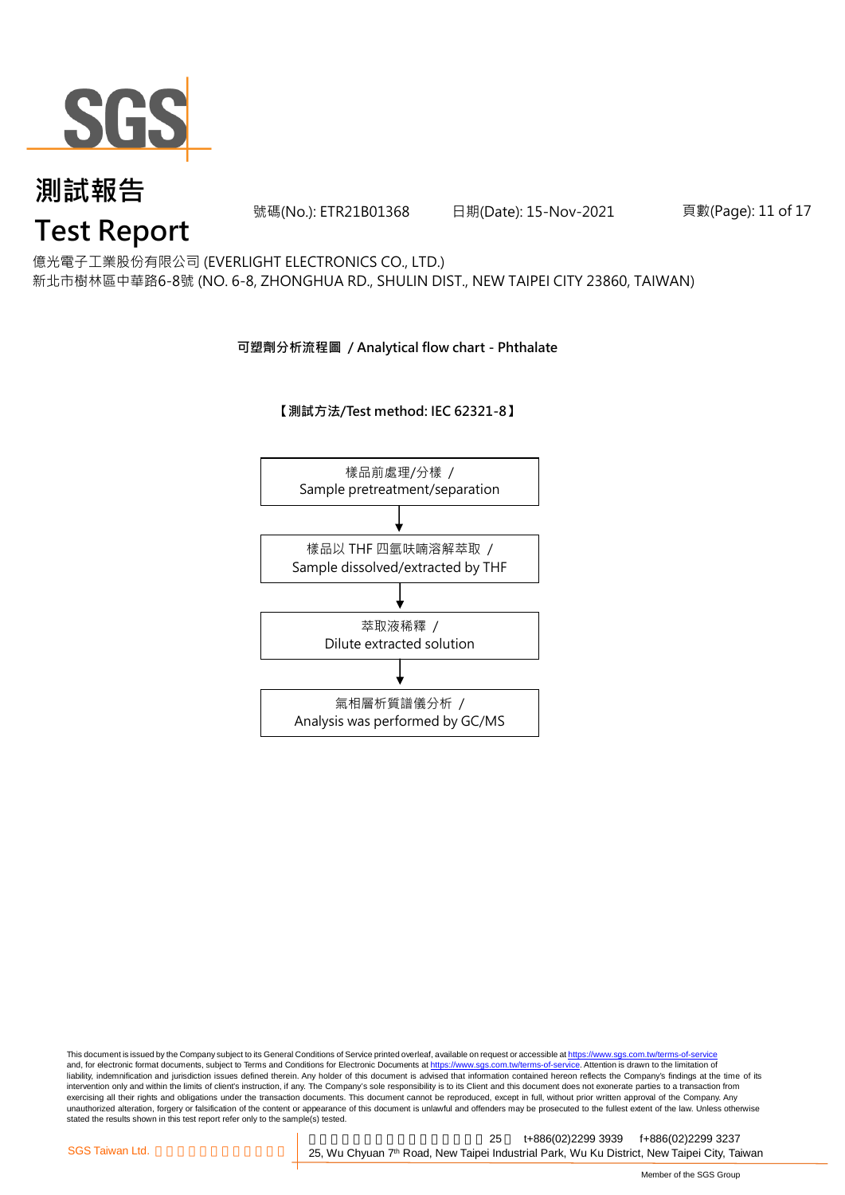# 測試報告
# Test Report

號碼(No.): ETR21B01368 日期(Date): 15-Nov-2021

億光電子工業股份有限公司 (EVERLIGHT ELECTRONICS CO., LTD.)
新北市樹林區中華路6-8號 (NO. 6-8, ZHONGHUA RD., SHULIN DIST., NEW TAIPEI CITY 23860, TAIWAN)

**可塑劑分析流程圖 / Analytical flow chart - Phthalate**

**【測試方法/Test method: IEC 62321-8】**

樣品前處理/分樣 /
Sample pretreatment/separation

↓

樣品以 THF 四氫呋喃溶解萃取 /
Sample dissolved/extracted by THF

↓

萃取液稀釋 /
Dilute extracted solution

↓

氣相層析質譜儀分析 /
Analysis was performed by GC/MS

This document is issued by the Company subject to its General Conditions of Service printed overleaf, available on request or accessible at https://www.sgs.com.tw/terms-of-service and, for electronic format documents, subject to Terms and Conditions for Electronic Documents at https://www.sgs.com.tw/terms-of-service. Attention is drawn to the limitation of liability, indemnification and jurisdiction issues defined therein. Any holder of this document is advised that information contained hereon reflects the Company's findings at the time of its intervention only and within the limits of client's instruction, if any. The Company's sole responsibility is to its Client and this document does not exonerate parties to a transaction from exercising all their rights and obligations under the transaction documents. This document cannot be reproduced, except in full, without prior written approval of the Company. Any unauthorized alteration, forgery or falsification of the content or appearance of this document is unlawful and offenders may be prosecuted to the fullest extent of the law. Unless otherwise stated the results shown in this test report refer only to the sample(s) tested.

SGS Taiwan Ltd. | 25 t+886(02)2299 3939 f+886(02)2299 3237
25, Wu Chyuan 7th Road, New Taipei Industrial Park, Wu Ku District, New Taipei City, Taiwan

Member of the SGS Group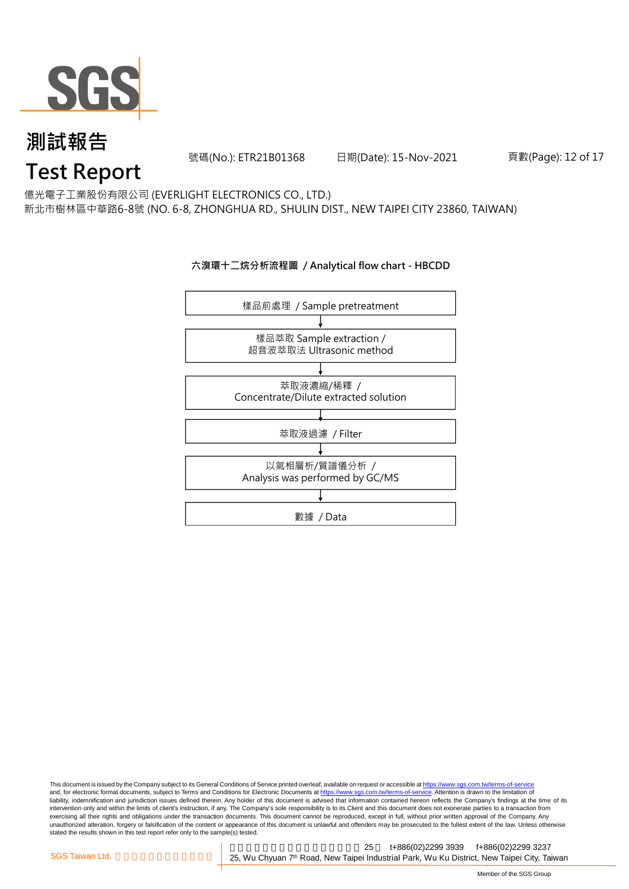# 測試報告

# Test Report

號碼(No.): ETR21B01368　　日期(Date): 15-Nov-2021

億光電子工業股份有限公司 (EVERLIGHT ELECTRONICS CO., LTD.)
新北市樹林區中華路6-8號 (NO. 6-8, ZHONGHUA RD., SHULIN DIST., NEW TAIPEI CITY 23860, TAIWAN)

## 六溴環十二烷分析流程圖 / Analytical flow chart - HBCDD

樣品前處理 / Sample pretreatment

↓

樣品萃取 Sample extraction /
超音波萃取法 Ultrasonic method

↓

萃取液濃縮/稀釋 /
Concentrate/Dilute extracted solution

↓

萃取液過濾 / Filter

↓

以氣相層析/質譜儀分析 /
Analysis was performed by GC/MS

↓

數據 / Data

This document is issued by the Company subject to its General Conditions of Service printed overleaf, available on request or accessible at https://www.sgs.com.tw/terms-of-service and, for electronic format documents, subject to Terms and Conditions for Electronic Documents at https://www.sgs.com.tw/terms-of-service. Attention is drawn to the limitation of liability, indemnification and jurisdiction issues defined therein. Any holder of this document is advised that information contained hereon reflects the Company's findings at the time of its intervention only and within the limits of client's instruction, if any. The Company's sole responsibility is to its Client and this document does not exonerate parties to a transaction from exercising all their rights and obligations under the transaction documents. This document cannot be reproduced, except in full, without prior written approval of the Company. Any unauthorized alteration, forgery or falsification of the content or appearance of this document is unlawful and offenders may be prosecuted to the fullest extent of the law. Unless otherwise stated the results shown in this test report refer only to the sample(s) tested.

SGS Taiwan Ltd. | 25 t+886(02)2299 3939 f+886(02)2299 3237
25, Wu Chyuan 7th Road, New Taipei Industrial Park, Wu Ku District, New Taipei City, Taiwan

Member of the SGS Group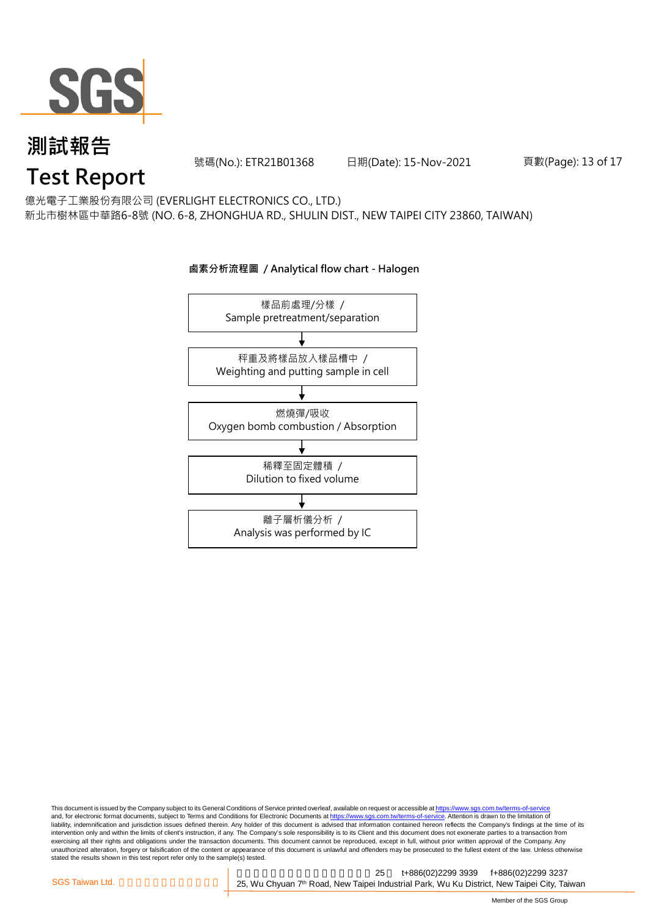# 測試報告

# Test Report

號碼(No.): ETR21B01368　　日期(Date): 15-Nov-2021

億光電子工業股份有限公司 (EVERLIGHT ELECTRONICS CO., LTD.)
新北市樹林區中華路6-8號 (NO. 6-8, ZHONGHUA RD., SHULIN DIST., NEW TAIPEI CITY 23860, TAIWAN)

**鹵素分析流程圖 / Analytical flow chart - Halogen**

樣品前處理/分樣 /
Sample pretreatment/separation

↓

秤重及將樣品放入樣品槽中 /
Weighting and putting sample in cell

↓

燃燒彈/吸收
Oxygen bomb combustion / Absorption

↓

稀釋至固定體積 /
Dilution to fixed volume

↓

離子層析儀分析 /
Analysis was performed by IC

This document is issued by the Company subject to its General Conditions of Service printed overleaf, available on request or accessible at https://www.sgs.com.tw/terms-of-service and, for electronic format documents, subject to Terms and Conditions for Electronic Documents at https://www.sgs.com.tw/terms-of-service. Attention is drawn to the limitation of liability, indemnification and jurisdiction issues defined therein. Any holder of this document is advised that information contained hereon reflects the Company's findings at the time of its intervention only and within the limits of client's instruction, if any. The Company's sole responsibility is to its Client and this document does not exonerate parties to a transaction from exercising all their rights and obligations under the transaction documents. This document cannot be reproduced, except in full, without prior written approval of the Company. Any unauthorized alteration, forgery or falsification of the content or appearance of this document is unlawful and offenders may be prosecuted to the fullest extent of the law. Unless otherwise stated the results shown in this test report refer only to the sample(s) tested.

SGS Taiwan Ltd. | 25, Wu Chyuan 7th Road, New Taipei Industrial Park, Wu Ku District, New Taipei City, Taiwan | t+886(02)2299 3939 | f+886(02)2299 3237

Member of the SGS Group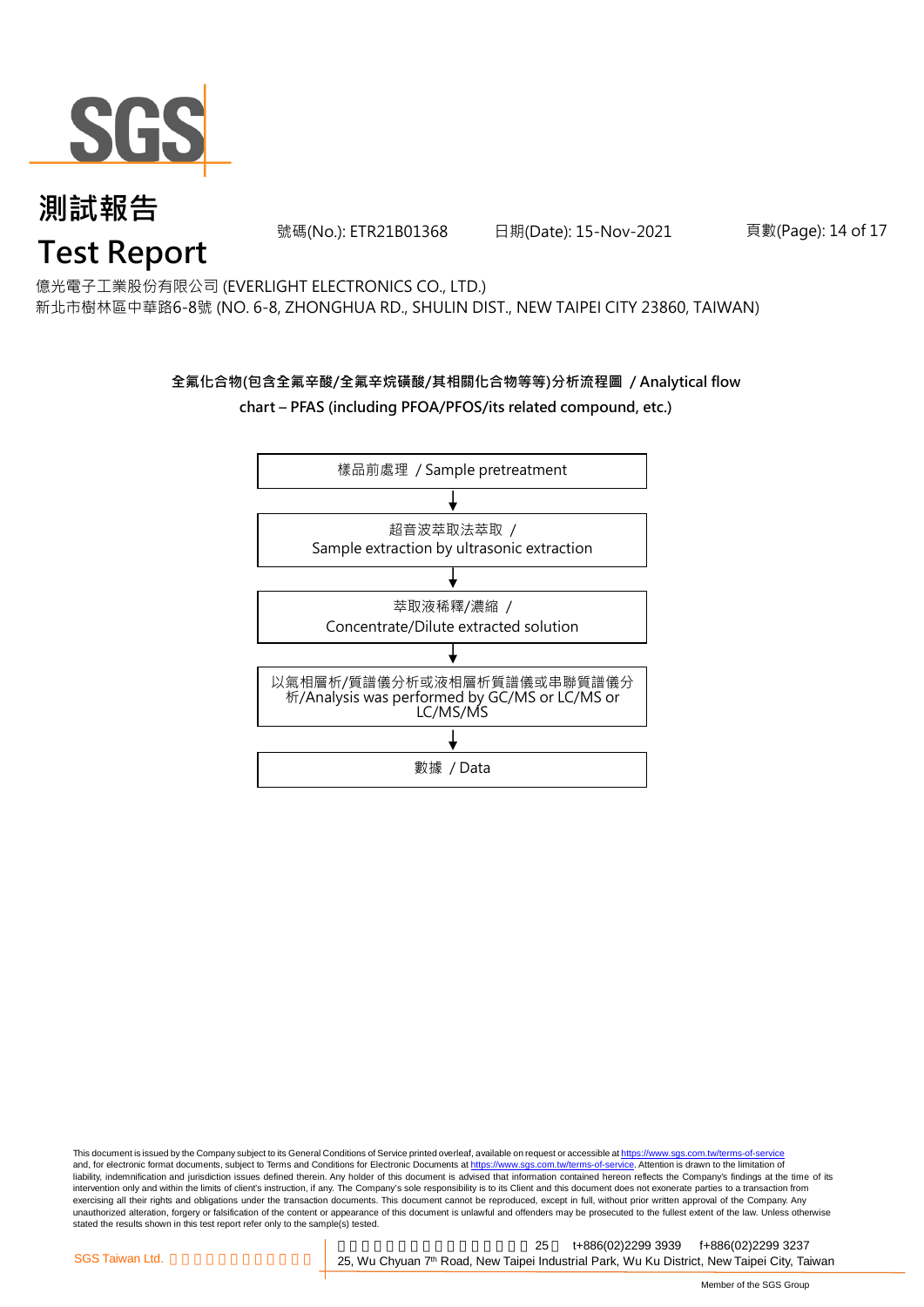# 測試報告

# Test Report

號碼(No.): ETR21B01368　　日期(Date): 15-Nov-2021

億光電子工業股份有限公司 (EVERLIGHT ELECTRONICS CO., LTD.)
新北市樹林區中華路6-8號 (NO. 6-8, ZHONGHUA RD., SHULIN DIST., NEW TAIPEI CITY 23860, TAIWAN)

**全氟化合物(包含全氟辛酸/全氟辛烷磺酸/其相關化合物等等)分析流程圖 / Analytical flow chart – PFAS (including PFOA/PFOS/its related compound, etc.)**

樣品前處理 / Sample pretreatment

↓

超音波萃取法萃取 / Sample extraction by ultrasonic extraction

↓

萃取液稀釋/濃縮 / Concentrate/Dilute extracted solution

↓

以氣相層析/質譜儀分析或液相層析質譜儀或串聯質譜儀分析/Analysis was performed by GC/MS or LC/MS or LC/MS/MS

↓

數據 / Data

This document is issued by the Company subject to its General Conditions of Service printed overleaf, available on request or accessible at https://www.sgs.com.tw/terms-of-service and, for electronic format documents, subject to Terms and Conditions for Electronic Documents at https://www.sgs.com.tw/terms-of-service. Attention is drawn to the limitation of liability, indemnification and jurisdiction issues defined therein. Any holder of this document is advised that information contained hereon reflects the Company's findings at the time of its intervention only and within the limits of client's instruction, if any. The Company's sole responsibility is to its Client and this document does not exonerate parties to a transaction from exercising all their rights and obligations under the transaction documents. This document cannot be reproduced, except in full, without prior written approval of the Company. Any unauthorized alteration, forgery or falsification of the content or appearance of this document is unlawful and offenders may be prosecuted to the fullest extent of the law. Unless otherwise stated the results shown in this test report refer only to the sample(s) tested.

SGS Taiwan Ltd. | 25 t+886(02)2299 3939 f+886(02)2299 3237
25, Wu Chyuan 7th Road, New Taipei Industrial Park, Wu Ku District, New Taipei City, Taiwan

Member of the SGS Group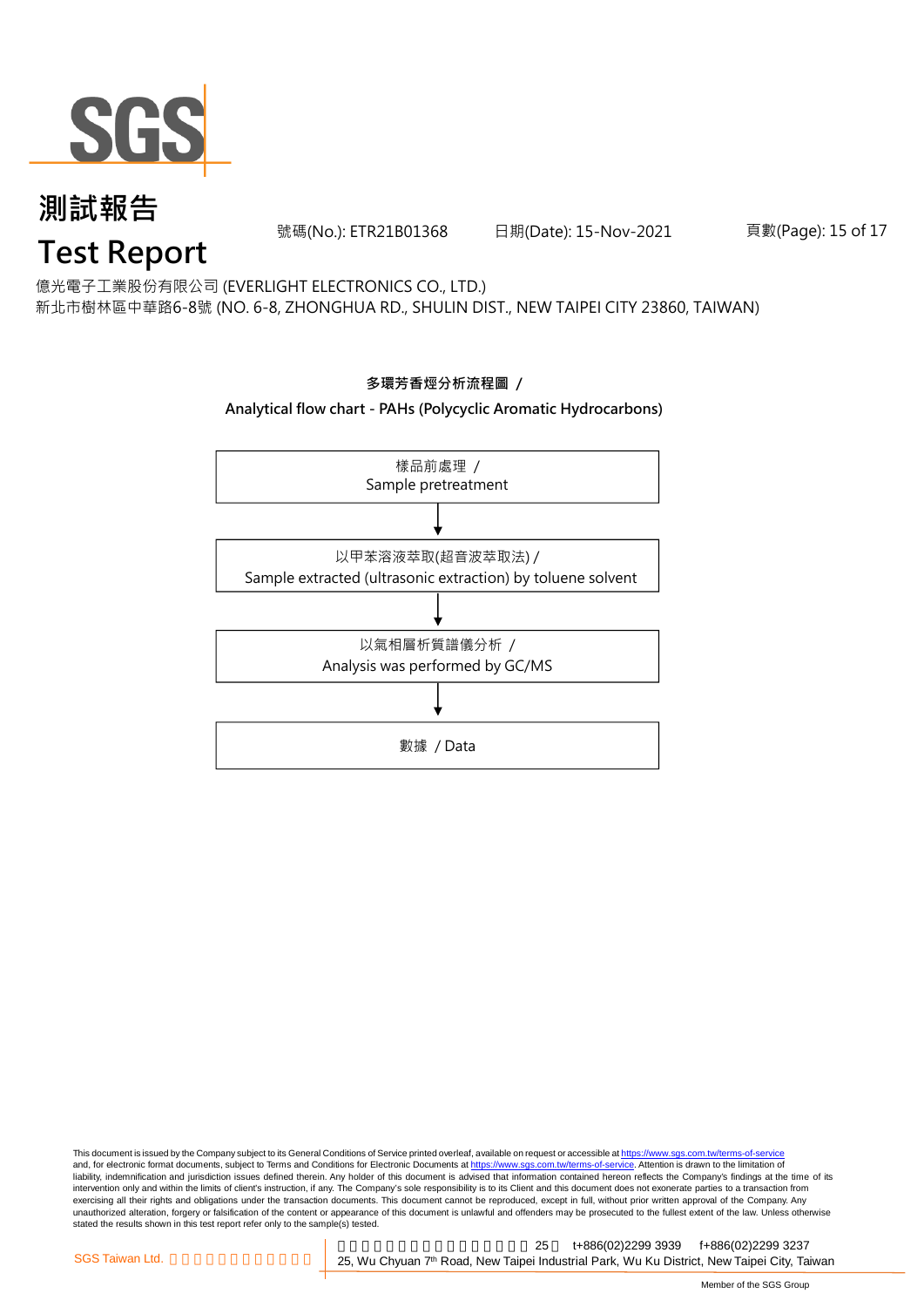# 測試報告

# Test Report

號碼(No.): ETR21B01368　　日期(Date): 15-Nov-2021

億光電子工業股份有限公司 (EVERLIGHT ELECTRONICS CO., LTD.)
新北市樹林區中華路6-8號 (NO. 6-8, ZHONGHUA RD., SHULIN DIST., NEW TAIPEI CITY 23860, TAIWAN)

**多環芳香烴分析流程圖 /**

**Analytical flow chart - PAHs (Polycyclic Aromatic Hydrocarbons)**

樣品前處理 /
Sample pretreatment

↓

以甲苯溶液萃取(超音波萃取法) /
Sample extracted (ultrasonic extraction) by toluene solvent

↓

以氣相層析質譜儀分析 /
Analysis was performed by GC/MS

↓

數據 / Data

This document is issued by the Company subject to its General Conditions of Service printed overleaf, available on request or accessible at https://www.sgs.com.tw/terms-of-service and, for electronic format documents, subject to Terms and Conditions for Electronic Documents at https://www.sgs.com.tw/terms-of-service. Attention is drawn to the limitation of liability, indemnification and jurisdiction issues defined therein. Any holder of this document is advised that information contained hereon reflects the Company's findings at the time of its intervention only and within the limits of client's instruction, if any. The Company's sole responsibility is to its Client and this document does not exonerate parties to a transaction from exercising all their rights and obligations under the transaction documents. This document cannot be reproduced, except in full, without prior written approval of the Company. Any unauthorized alteration, forgery or falsification of the content or appearance of this document is unlawful and offenders may be prosecuted to the fullest extent of the law. Unless otherwise stated the results shown in this test report refer only to the sample(s) tested.

SGS Taiwan Ltd. | 25 t+886(02)2299 3939 f+886(02)2299 3237
25, Wu Chyuan 7th Road, New Taipei Industrial Park, Wu Ku District, New Taipei City, Taiwan

Member of the SGS Group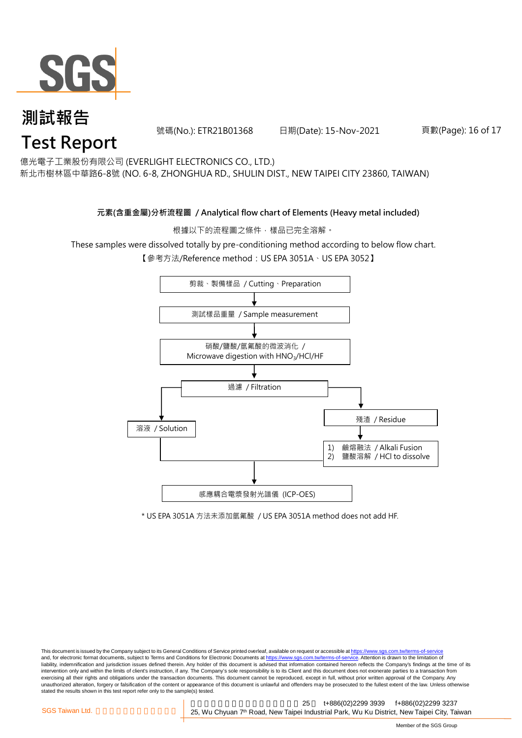# 測試報告
# Test Report

號碼(No.): ETR21B01368　　日期(Date): 15-Nov-2021

億光電子工業股份有限公司 (EVERLIGHT ELECTRONICS CO., LTD.)
新北市樹林區中華路6-8號 (NO. 6-8, ZHONGHUA RD., SHULIN DIST., NEW TAIPEI CITY 23860, TAIWAN)

**元素(含重金屬)分析流程圖 / Analytical flow chart of Elements (Heavy metal included)**

根據以下的流程圖之條件，樣品已完全溶解。

These samples were dissolved totally by pre-conditioning method according to below flow chart.

【參考方法/Reference method：US EPA 3051A、US EPA 3052】

- 剪裁、製備樣品 / Cutting、Preparation
- ↓
- 測試樣品重量 / Sample measurement
- ↓
- 硝酸/鹽酸/氫氟酸的微波消化 / Microwave digestion with $HNO_3$/HCl/HF
- ↓
- 過濾 / Filtration
  - → 溶液 / Solution
  - → 殘渣 / Residue → 1) 鹼熔融法 / Alkali Fusion　2) 鹽酸溶解 / HCl to dissolve
- ↓
- 感應耦合電漿發射光譜儀 (ICP-OES)

* US EPA 3051A 方法未添加氫氟酸 / US EPA 3051A method does not add HF.

This document is issued by the Company subject to its General Conditions of Service printed overleaf, available on request or accessible at https://www.sgs.com.tw/terms-of-service and, for electronic format documents, subject to Terms and Conditions for Electronic Documents at https://www.sgs.com.tw/terms-of-service. Attention is drawn to the limitation of liability, indemnification and jurisdiction issues defined therein. Any holder of this document is advised that information contained hereon reflects the Company's findings at the time of its intervention only and within the limits of client's instruction, if any. The Company's sole responsibility is to its Client and this document does not exonerate parties to a transaction from exercising all their rights and obligations under the transaction documents. This document cannot be reproduced, except in full, without prior written approval of the Company. Any unauthorized alteration, forgery or falsification of the content or appearance of this document is unlawful and offenders may be prosecuted to the fullest extent of the law. Unless otherwise stated the results shown in this test report refer only to the sample(s) tested.

SGS Taiwan Ltd.　25, Wu Chyuan 7th Road, New Taipei Industrial Park, Wu Ku District, New Taipei City, Taiwan　t+886(02)2299 3939　f+886(02)2299 3237

Member of the SGS Group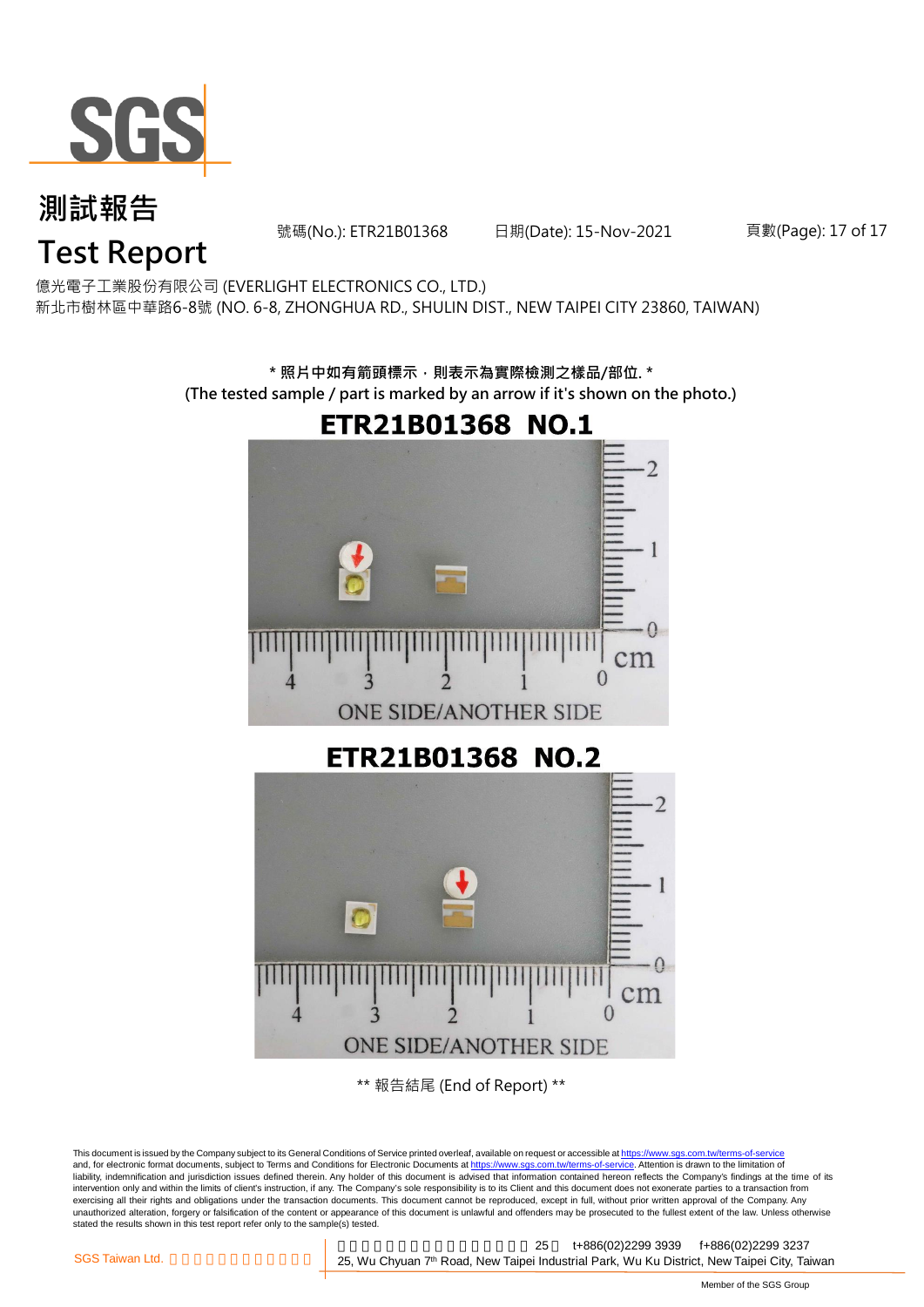# 測試報告
# Test Report

號碼(No.): ETR21B01368　　日期(Date): 15-Nov-2021

億光電子工業股份有限公司 (EVERLIGHT ELECTRONICS CO., LTD.)
新北市樹林區中華路6-8號 (NO. 6-8, ZHONGHUA RD., SHULIN DIST., NEW TAIPEI CITY 23860, TAIWAN)

**\* 照片中如有箭頭標示，則表示為實際檢測之樣品/部位. \***
**(The tested sample / part is marked by an arrow if it's shown on the photo.)**

**ETR21B01368 NO.1**

ONE SIDE/ANOTHER SIDE

**ETR21B01368 NO.2**

ONE SIDE/ANOTHER SIDE

** 報告結尾 (End of Report) **

This document is issued by the Company subject to its General Conditions of Service printed overleaf, available on request or accessible at https://www.sgs.com.tw/terms-of-service and, for electronic format documents, subject to Terms and Conditions for Electronic Documents at https://www.sgs.com.tw/terms-of-service. Attention is drawn to the limitation of liability, indemnification and jurisdiction issues defined therein. Any holder of this document is advised that information contained hereon reflects the Company's findings at the time of its intervention only and within the limits of client's instruction, if any. The Company's sole responsibility is to its Client and this document does not exonerate parties to a transaction from exercising all their rights and obligations under the transaction documents. This document cannot be reproduced, except in full, without prior written approval of the Company. Any unauthorized alteration, forgery or falsification of the content or appearance of this document is unlawful and offenders may be prosecuted to the fullest extent of the law. Unless otherwise stated the results shown in this test report refer only to the sample(s) tested.

SGS Taiwan Ltd. 台灣檢驗科技股份有限公司 | 新北市五股區新北產業園區五工七路 25 號 t+886(02)2299 3939 f+886(02)2299 3237
25, Wu Chyuan 7th Road, New Taipei Industrial Park, Wu Ku District, New Taipei City, Taiwan

Member of the SGS Group